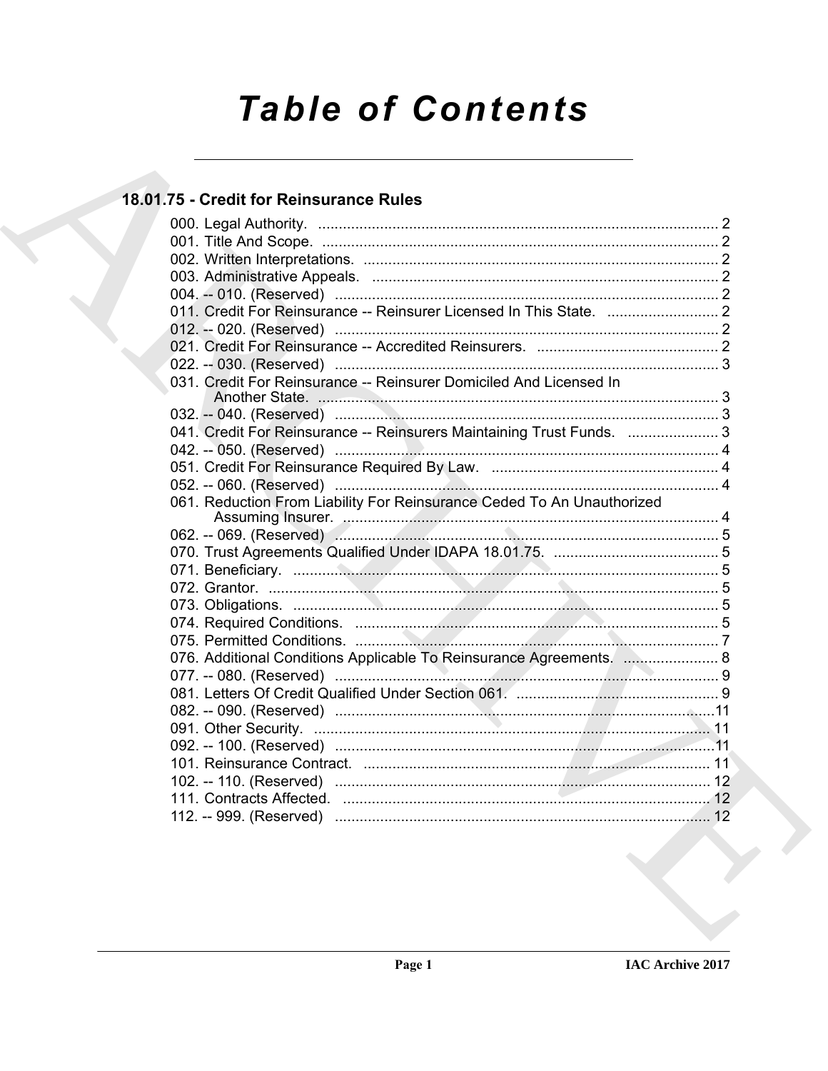# Table of Contents

## 18.01.75 - Credit for Reinsurance Rules

000. Legal Authority. ........................................................................................ 2
001. Title And Scope. ........................................................................................ 2
002. Written Interpretations. ........................................................................................ 2
003. Administrative Appeals. ........................................................................................ 2
004. -- 010. (Reserved) ........................................................................................ 2
011. Credit For Reinsurance -- Reinsurer Licensed In This State. ........................................ 2
012. -- 020. (Reserved) ........................................................................................ 2
021. Credit For Reinsurance -- Accredited Reinsurers. ........................................ 2
022. -- 030. (Reserved) ........................................................................................ 3
031. Credit For Reinsurance -- Reinsurer Domiciled And Licensed In Another State. ........................................ 3
032. -- 040. (Reserved) ........................................................................................ 3
041. Credit For Reinsurance -- Reinsurers Maintaining Trust Funds. ........................................ 3
042. -- 050. (Reserved) ........................................................................................ 4
051. Credit For Reinsurance Required By Law. ........................................ 4
052. -- 060. (Reserved) ........................................................................................ 4
061. Reduction From Liability For Reinsurance Ceded To An Unauthorized Assuming Insurer. ........................................ 4
062. -- 069. (Reserved) ........................................................................................ 5
070. Trust Agreements Qualified Under IDAPA 18.01.75. ........................................ 5
071. Beneficiary. ........................................................................................ 5
072. Grantor. ........................................................................................ 5
073. Obligations. ........................................................................................ 5
074. Required Conditions. ........................................................................................ 5
075. Permitted Conditions. ........................................................................................ 7
076. Additional Conditions Applicable To Reinsurance Agreements. ........................................ 8
077. -- 080. (Reserved) ........................................................................................ 9
081. Letters Of Credit Qualified Under Section 061. ........................................ 9
082. -- 090. (Reserved) ........................................................................................ 11
091. Other Security. ........................................................................................ 11
092. -- 100. (Reserved) ........................................................................................ 11
101. Reinsurance Contract. ........................................................................................ 11
102. -- 110. (Reserved) ........................................................................................ 12
111. Contracts Affected. ........................................................................................ 12
112. -- 999. (Reserved) ........................................................................................ 12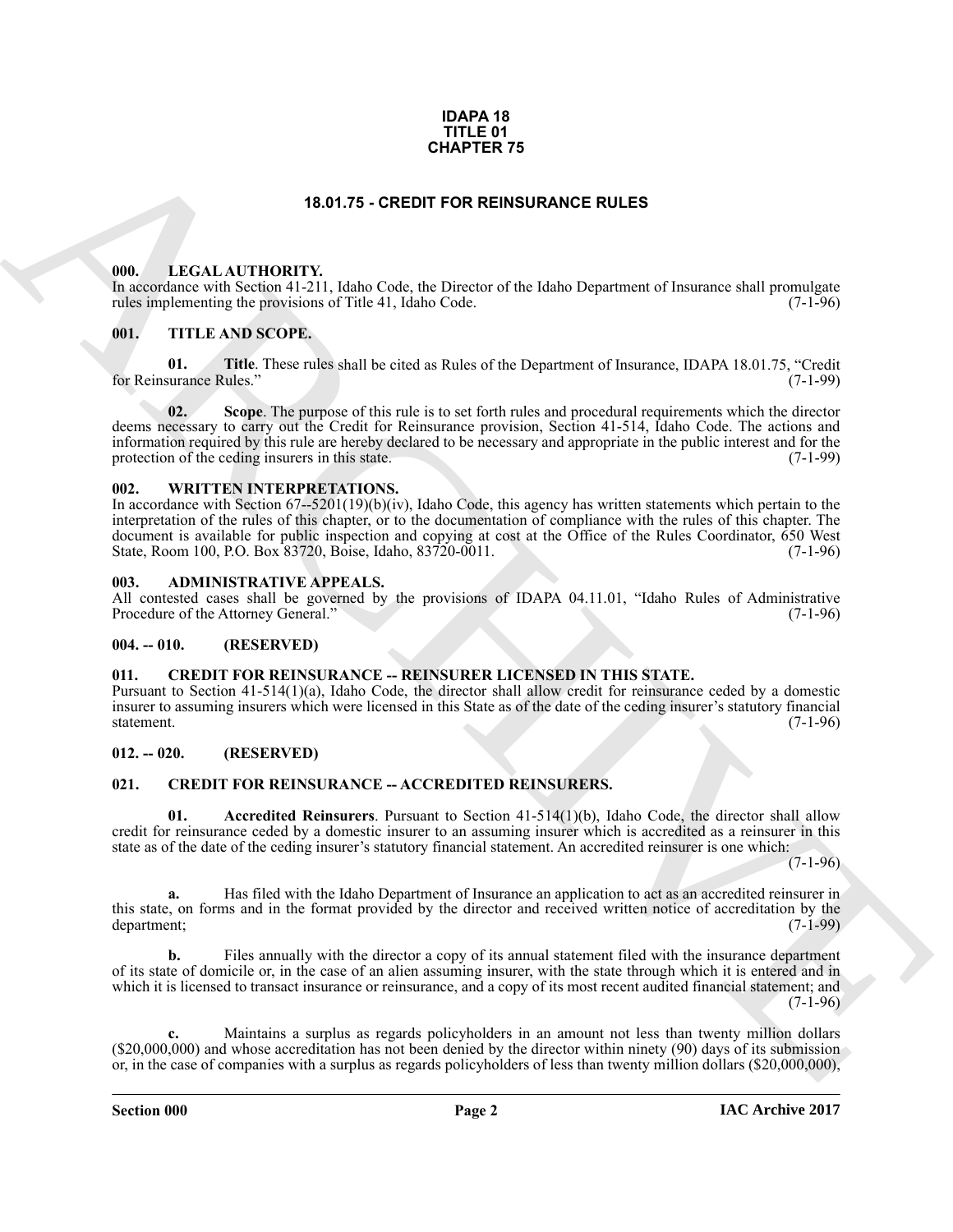**IDAPA 18**
**TITLE 01**
**CHAPTER 75**

# 18.01.75 - CREDIT FOR REINSURANCE RULES

## 000. LEGAL AUTHORITY.

In accordance with Section 41-211, Idaho Code, the Director of the Idaho Department of Insurance shall promulgate rules implementing the provisions of Title 41, Idaho Code. (7-1-96)

## 001. TITLE AND SCOPE.

**01. Title**. These rules shall be cited as Rules of the Department of Insurance, IDAPA 18.01.75, "Credit for Reinsurance Rules." (7-1-99)

**02. Scope**. The purpose of this rule is to set forth rules and procedural requirements which the director deems necessary to carry out the Credit for Reinsurance provision, Section 41-514, Idaho Code. The actions and information required by this rule are hereby declared to be necessary and appropriate in the public interest and for the protection of the ceding insurers in this state. (7-1-99)

## 002. WRITTEN INTERPRETATIONS.

In accordance with Section 67--5201(19)(b)(iv), Idaho Code, this agency has written statements which pertain to the interpretation of the rules of this chapter, or to the documentation of compliance with the rules of this chapter. The document is available for public inspection and copying at cost at the Office of the Rules Coordinator, 650 West State, Room 100, P.O. Box 83720, Boise, Idaho, 83720-0011. (7-1-96)

## 003. ADMINISTRATIVE APPEALS.

All contested cases shall be governed by the provisions of IDAPA 04.11.01, "Idaho Rules of Administrative Procedure of the Attorney General." (7-1-96)

## 004. -- 010. (RESERVED)

## 011. CREDIT FOR REINSURANCE -- REINSURER LICENSED IN THIS STATE.

Pursuant to Section 41-514(1)(a), Idaho Code, the director shall allow credit for reinsurance ceded by a domestic insurer to assuming insurers which were licensed in this State as of the date of the ceding insurer's statutory financial statement. (7-1-96)

## 012. -- 020. (RESERVED)

## 021. CREDIT FOR REINSURANCE -- ACCREDITED REINSURERS.

**01. Accredited Reinsurers**. Pursuant to Section 41-514(1)(b), Idaho Code, the director shall allow credit for reinsurance ceded by a domestic insurer to an assuming insurer which is accredited as a reinsurer in this state as of the date of the ceding insurer's statutory financial statement. An accredited reinsurer is one which: (7-1-96)

**a.** Has filed with the Idaho Department of Insurance an application to act as an accredited reinsurer in this state, on forms and in the format provided by the director and received written notice of accreditation by the department; (7-1-99)

**b.** Files annually with the director a copy of its annual statement filed with the insurance department of its state of domicile or, in the case of an alien assuming insurer, with the state through which it is entered and in which it is licensed to transact insurance or reinsurance, and a copy of its most recent audited financial statement; and (7-1-96)

**c.** Maintains a surplus as regards policyholders in an amount not less than twenty million dollars ($20,000,000) and whose accreditation has not been denied by the director within ninety (90) days of its submission or, in the case of companies with a surplus as regards policyholders of less than twenty million dollars ($20,000,000),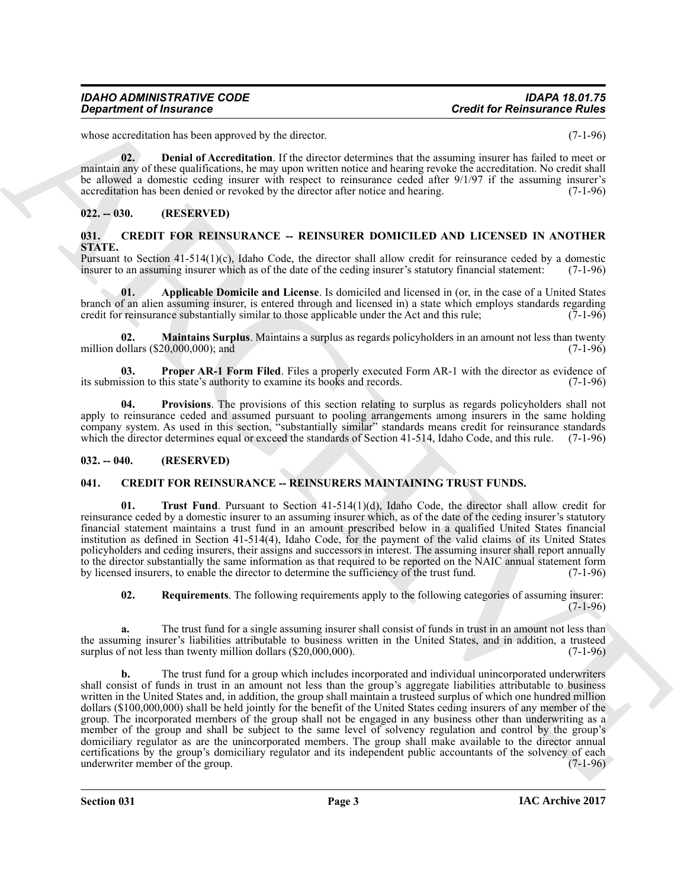whose accreditation has been approved by the director. (7-1-96)

**02. Denial of Accreditation**. If the director determines that the assuming insurer has failed to meet or maintain any of these qualifications, he may upon written notice and hearing revoke the accreditation. No credit shall be allowed a domestic ceding insurer with respect to reinsurance ceded after 9/1/97 if the assuming insurer's accreditation has been denied or revoked by the director after notice and hearing. (7-1-96)

## 022. -- 030. (RESERVED)

## 031. CREDIT FOR REINSURANCE -- REINSURER DOMICILED AND LICENSED IN ANOTHER STATE.

Pursuant to Section 41-514(1)(c), Idaho Code, the director shall allow credit for reinsurance ceded by a domestic insurer to an assuming insurer which as of the date of the ceding insurer's statutory financial statement: (7-1-96)

**01. Applicable Domicile and License**. Is domiciled and licensed in (or, in the case of a United States branch of an alien assuming insurer, is entered through and licensed in) a state which employs standards regarding credit for reinsurance substantially similar to those applicable under the Act and this rule; (7-1-96)

**02. Maintains Surplus**. Maintains a surplus as regards policyholders in an amount not less than twenty million dollars ($20,000,000); and (7-1-96)

**03. Proper AR-1 Form Filed**. Files a properly executed Form AR-1 with the director as evidence of its submission to this state's authority to examine its books and records. (7-1-96)

**04. Provisions**. The provisions of this section relating to surplus as regards policyholders shall not apply to reinsurance ceded and assumed pursuant to pooling arrangements among insurers in the same holding company system. As used in this section, "substantially similar" standards means credit for reinsurance standards which the director determines equal or exceed the standards of Section 41-514, Idaho Code, and this rule. (7-1-96)

## 032. -- 040. (RESERVED)

## 041. CREDIT FOR REINSURANCE -- REINSURERS MAINTAINING TRUST FUNDS.

**01. Trust Fund**. Pursuant to Section 41-514(1)(d), Idaho Code, the director shall allow credit for reinsurance ceded by a domestic insurer to an assuming insurer which, as of the date of the ceding insurer's statutory financial statement maintains a trust fund in an amount prescribed below in a qualified United States financial institution as defined in Section 41-514(4), Idaho Code, for the payment of the valid claims of its United States policyholders and ceding insurers, their assigns and successors in interest. The assuming insurer shall report annually to the director substantially the same information as that required to be reported on the NAIC annual statement form by licensed insurers, to enable the director to determine the sufficiency of the trust fund. (7-1-96)

**02. Requirements**. The following requirements apply to the following categories of assuming insurer: (7-1-96)

**a.** The trust fund for a single assuming insurer shall consist of funds in trust in an amount not less than the assuming insurer's liabilities attributable to business written in the United States, and in addition, a trusteed surplus of not less than twenty million dollars ($20,000,000). (7-1-96)

**b.** The trust fund for a group which includes incorporated and individual unincorporated underwriters shall consist of funds in trust in an amount not less than the group's aggregate liabilities attributable to business written in the United States and, in addition, the group shall maintain a trusteed surplus of which one hundred million dollars ($100,000,000) shall be held jointly for the benefit of the United States ceding insurers of any member of the group. The incorporated members of the group shall not be engaged in any business other than underwriting as a member of the group and shall be subject to the same level of solvency regulation and control by the group's domiciliary regulator as are the unincorporated members. The group shall make available to the director annual certifications by the group's domiciliary regulator and its independent public accountants of the solvency of each underwriter member of the group. (7-1-96)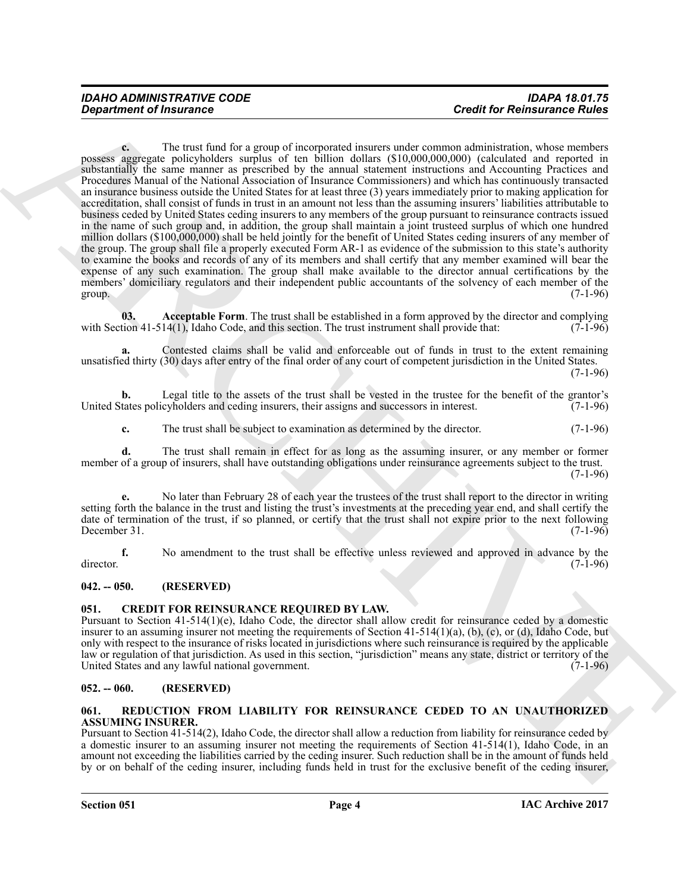**c.** The trust fund for a group of incorporated insurers under common administration, whose members possess aggregate policyholders surplus of ten billion dollars ($10,000,000,000) (calculated and reported in substantially the same manner as prescribed by the annual statement instructions and Accounting Practices and Procedures Manual of the National Association of Insurance Commissioners) and which has continuously transacted an insurance business outside the United States for at least three (3) years immediately prior to making application for accreditation, shall consist of funds in trust in an amount not less than the assuming insurers' liabilities attributable to business ceded by United States ceding insurers to any members of the group pursuant to reinsurance contracts issued in the name of such group and, in addition, the group shall maintain a joint trusteed surplus of which one hundred million dollars ($100,000,000) shall be held jointly for the benefit of United States ceding insurers of any member of the group. The group shall file a properly executed Form AR-1 as evidence of the submission to this state's authority to examine the books and records of any of its members and shall certify that any member examined will bear the expense of any such examination. The group shall make available to the director annual certifications by the members' domiciliary regulators and their independent public accountants of the solvency of each member of the group. (7-1-96)

**03. Acceptable Form**. The trust shall be established in a form approved by the director and complying with Section 41-514(1), Idaho Code, and this section. The trust instrument shall provide that: (7-1-96)

**a.** Contested claims shall be valid and enforceable out of funds in trust to the extent remaining unsatisfied thirty (30) days after entry of the final order of any court of competent jurisdiction in the United States. (7-1-96)

**b.** Legal title to the assets of the trust shall be vested in the trustee for the benefit of the grantor's United States policyholders and ceding insurers, their assigns and successors in interest. (7-1-96)

**c.** The trust shall be subject to examination as determined by the director. (7-1-96)

**d.** The trust shall remain in effect for as long as the assuming insurer, or any member or former member of a group of insurers, shall have outstanding obligations under reinsurance agreements subject to the trust. (7-1-96)

**e.** No later than February 28 of each year the trustees of the trust shall report to the director in writing setting forth the balance in the trust and listing the trust's investments at the preceding year end, and shall certify the date of termination of the trust, if so planned, or certify that the trust shall not expire prior to the next following December 31. (7-1-96)

**f.** No amendment to the trust shall be effective unless reviewed and approved in advance by the director. (7-1-96)

## 042. -- 050. (RESERVED)

## 051. CREDIT FOR REINSURANCE REQUIRED BY LAW.

Pursuant to Section 41-514(1)(e), Idaho Code, the director shall allow credit for reinsurance ceded by a domestic insurer to an assuming insurer not meeting the requirements of Section 41-514(1)(a), (b), (c), or (d), Idaho Code, but only with respect to the insurance of risks located in jurisdictions where such reinsurance is required by the applicable law or regulation of that jurisdiction. As used in this section, "jurisdiction" means any state, district or territory of the United States and any lawful national government. (7-1-96)

## 052. -- 060. (RESERVED)

## 061. REDUCTION FROM LIABILITY FOR REINSURANCE CEDED TO AN UNAUTHORIZED ASSUMING INSURER.

Pursuant to Section 41-514(2), Idaho Code, the director shall allow a reduction from liability for reinsurance ceded by a domestic insurer to an assuming insurer not meeting the requirements of Section 41-514(1), Idaho Code, in an amount not exceeding the liabilities carried by the ceding insurer. Such reduction shall be in the amount of funds held by or on behalf of the ceding insurer, including funds held in trust for the exclusive benefit of the ceding insurer,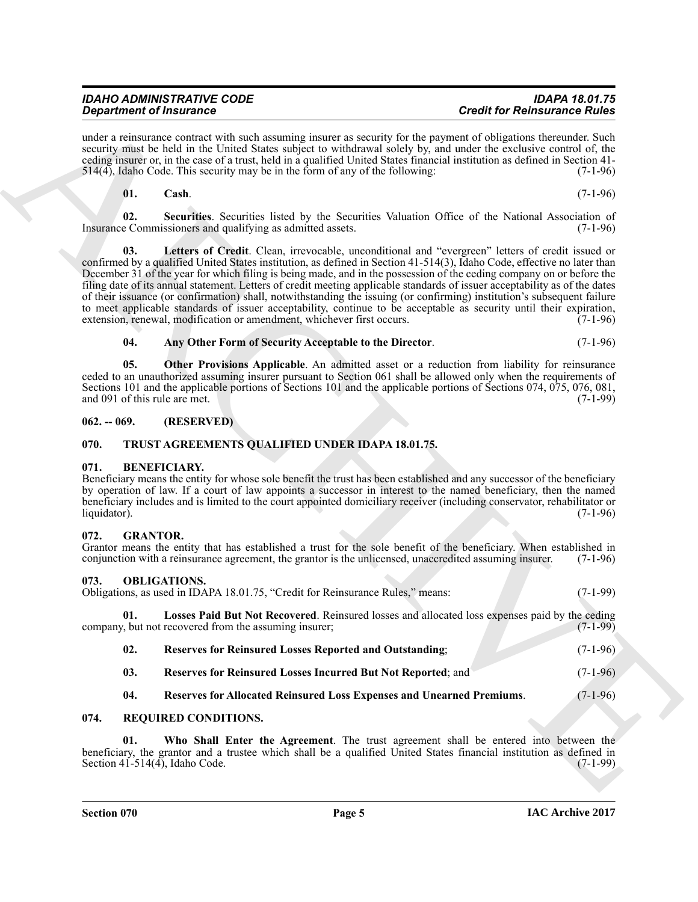under a reinsurance contract with such assuming insurer as security for the payment of obligations thereunder. Such security must be held in the United States subject to withdrawal solely by, and under the exclusive control of, the ceding insurer or, in the case of a trust, held in a qualified United States financial institution as defined in Section 41-514(4), Idaho Code. This security may be in the form of any of the following: (7-1-96)

**01. Cash**. (7-1-96)

**02. Securities**. Securities listed by the Securities Valuation Office of the National Association of Insurance Commissioners and qualifying as admitted assets. (7-1-96)

**03. Letters of Credit**. Clean, irrevocable, unconditional and "evergreen" letters of credit issued or confirmed by a qualified United States institution, as defined in Section 41-514(3), Idaho Code, effective no later than December 31 of the year for which filing is being made, and in the possession of the ceding company on or before the filing date of its annual statement. Letters of credit meeting applicable standards of issuer acceptability as of the dates of their issuance (or confirmation) shall, notwithstanding the issuing (or confirming) institution's subsequent failure to meet applicable standards of issuer acceptability, continue to be acceptable as security until their expiration, extension, renewal, modification or amendment, whichever first occurs. (7-1-96)

**04. Any Other Form of Security Acceptable to the Director**. (7-1-96)

**05. Other Provisions Applicable**. An admitted asset or a reduction from liability for reinsurance ceded to an unauthorized assuming insurer pursuant to Section 061 shall be allowed only when the requirements of Sections 101 and the applicable portions of Sections 101 and the applicable portions of Sections 074, 075, 076, 081, and 091 of this rule are met. (7-1-99)

## 062. -- 069. (RESERVED)

## 070. TRUST AGREEMENTS QUALIFIED UNDER IDAPA 18.01.75.

## 071. BENEFICIARY.

Beneficiary means the entity for whose sole benefit the trust has been established and any successor of the beneficiary by operation of law. If a court of law appoints a successor in interest to the named beneficiary, then the named beneficiary includes and is limited to the court appointed domiciliary receiver (including conservator, rehabilitator or liquidator). (7-1-96)

## 072. GRANTOR.

Grantor means the entity that has established a trust for the sole benefit of the beneficiary. When established in conjunction with a reinsurance agreement, the grantor is the unlicensed, unaccredited assuming insurer. (7-1-96)

## 073. OBLIGATIONS.

Obligations, as used in IDAPA 18.01.75, "Credit for Reinsurance Rules," means: (7-1-99)

**01. Losses Paid But Not Recovered**. Reinsured losses and allocated loss expenses paid by the ceding company, but not recovered from the assuming insurer; (7-1-99)

**02. Reserves for Reinsured Losses Reported and Outstanding**; (7-1-96)

**03. Reserves for Reinsured Losses Incurred But Not Reported**; and (7-1-96)

**04. Reserves for Allocated Reinsured Loss Expenses and Unearned Premiums**. (7-1-96)

## 074. REQUIRED CONDITIONS.

**01. Who Shall Enter the Agreement**. The trust agreement shall be entered into between the beneficiary, the grantor and a trustee which shall be a qualified United States financial institution as defined in Section 41-514(4), Idaho Code. (7-1-99)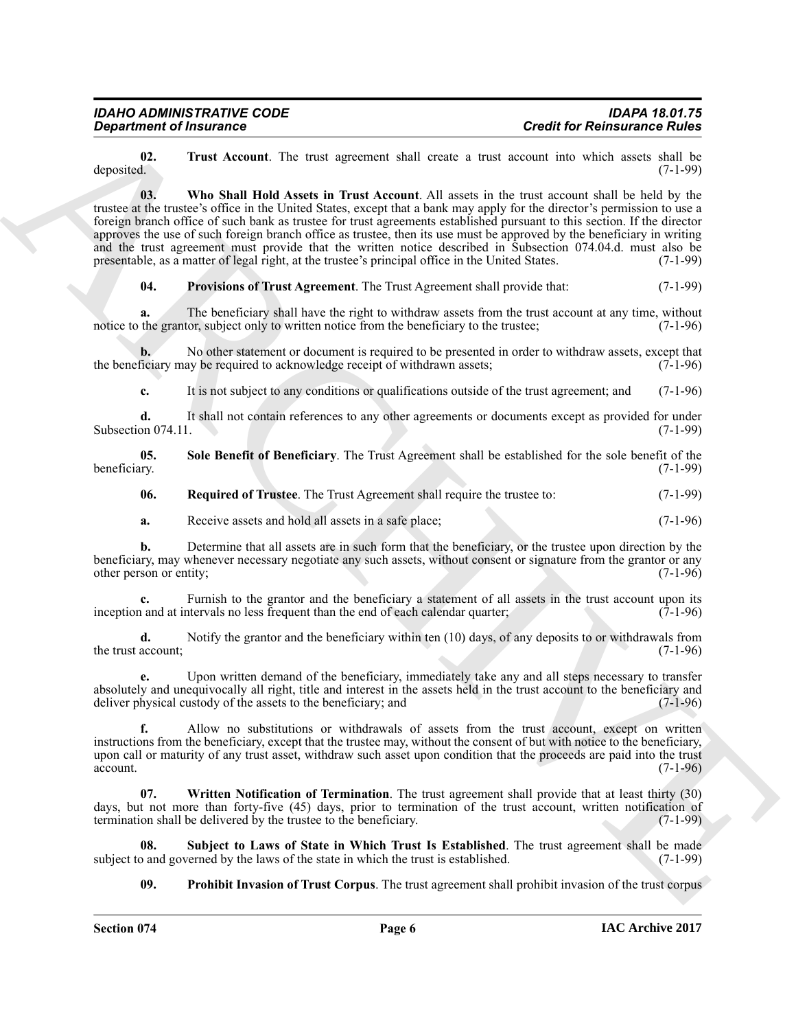**02. Trust Account**. The trust agreement shall create a trust account into which assets shall be deposited. (7-1-99)

**03. Who Shall Hold Assets in Trust Account**. All assets in the trust account shall be held by the trustee at the trustee's office in the United States, except that a bank may apply for the director's permission to use a foreign branch office of such bank as trustee for trust agreements established pursuant to this section. If the director approves the use of such foreign branch office as trustee, then its use must be approved by the beneficiary in writing and the trust agreement must provide that the written notice described in Subsection 074.04.d. must also be presentable, as a matter of legal right, at the trustee's principal office in the United States. (7-1-99)

**04. Provisions of Trust Agreement**. The Trust Agreement shall provide that: (7-1-99)

**a.** The beneficiary shall have the right to withdraw assets from the trust account at any time, without notice to the grantor, subject only to written notice from the beneficiary to the trustee; (7-1-96)

**b.** No other statement or document is required to be presented in order to withdraw assets, except that the beneficiary may be required to acknowledge receipt of withdrawn assets; (7-1-96)

**c.** It is not subject to any conditions or qualifications outside of the trust agreement; and (7-1-96)

**d.** It shall not contain references to any other agreements or documents except as provided for under Subsection 074.11. (7-1-99)

**05. Sole Benefit of Beneficiary**. The Trust Agreement shall be established for the sole benefit of the beneficiary. (7-1-99)

**06. Required of Trustee**. The Trust Agreement shall require the trustee to: (7-1-99)

**a.** Receive assets and hold all assets in a safe place; (7-1-96)

**b.** Determine that all assets are in such form that the beneficiary, or the trustee upon direction by the beneficiary, may whenever necessary negotiate any such assets, without consent or signature from the grantor or any other person or entity; (7-1-96)

**c.** Furnish to the grantor and the beneficiary a statement of all assets in the trust account upon its inception and at intervals no less frequent than the end of each calendar quarter; (7-1-96)

**d.** Notify the grantor and the beneficiary within ten (10) days, of any deposits to or withdrawals from the trust account; (7-1-96)

**e.** Upon written demand of the beneficiary, immediately take any and all steps necessary to transfer absolutely and unequivocally all right, title and interest in the assets held in the trust account to the beneficiary and deliver physical custody of the assets to the beneficiary; and (7-1-96)

**f.** Allow no substitutions or withdrawals of assets from the trust account, except on written instructions from the beneficiary, except that the trustee may, without the consent of but with notice to the beneficiary, upon call or maturity of any trust asset, withdraw such asset upon condition that the proceeds are paid into the trust account. (7-1-96)

**07. Written Notification of Termination**. The trust agreement shall provide that at least thirty (30) days, but not more than forty-five (45) days, prior to termination of the trust account, written notification of termination shall be delivered by the trustee to the beneficiary. (7-1-99)

**08. Subject to Laws of State in Which Trust Is Established**. The trust agreement shall be made subject to and governed by the laws of the state in which the trust is established. (7-1-99)

**09. Prohibit Invasion of Trust Corpus**. The trust agreement shall prohibit invasion of the trust corpus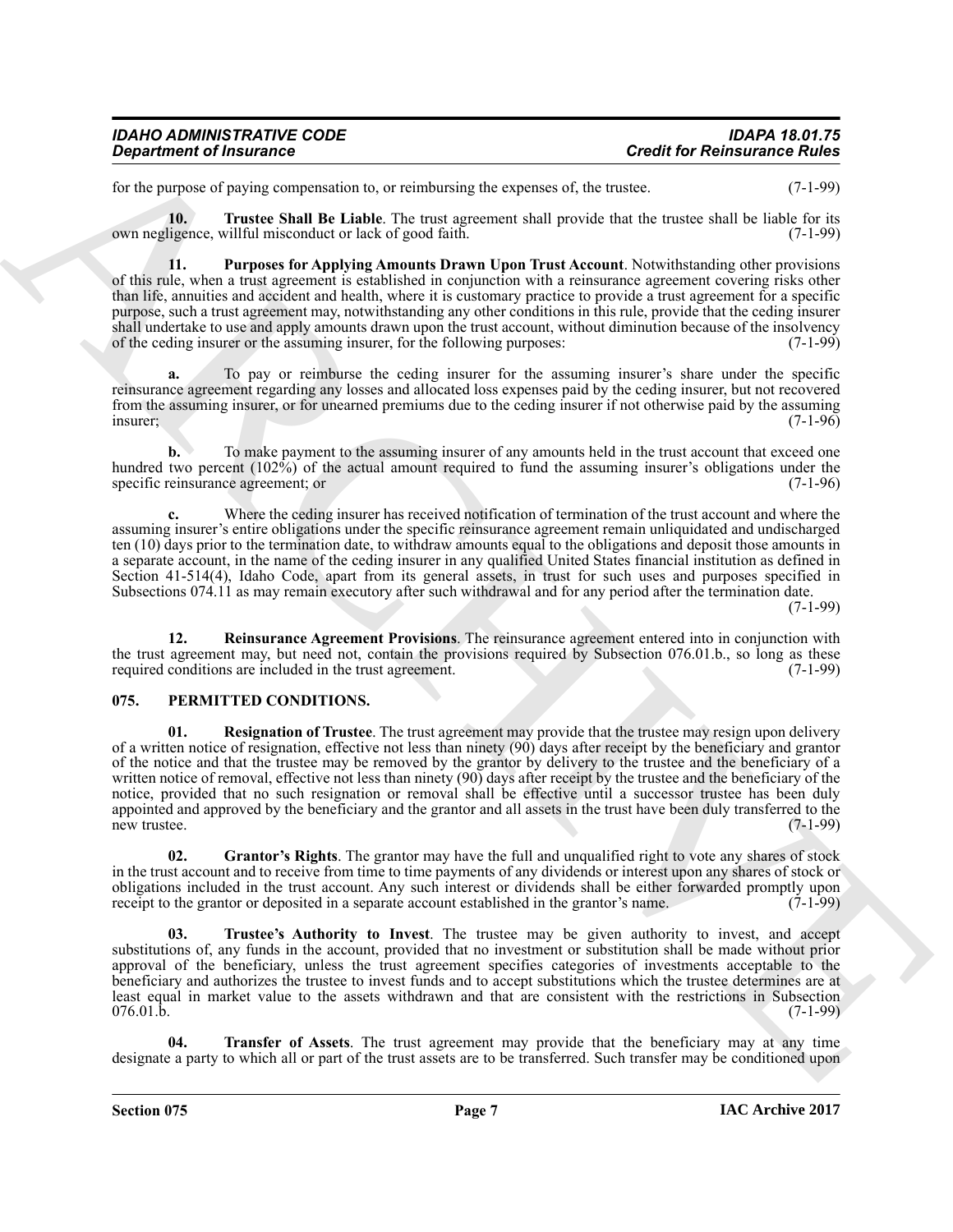for the purpose of paying compensation to, or reimbursing the expenses of, the trustee. (7-1-99)

**10. Trustee Shall Be Liable**. The trust agreement shall provide that the trustee shall be liable for its own negligence, willful misconduct or lack of good faith. (7-1-99)

**11. Purposes for Applying Amounts Drawn Upon Trust Account**. Notwithstanding other provisions of this rule, when a trust agreement is established in conjunction with a reinsurance agreement covering risks other than life, annuities and accident and health, where it is customary practice to provide a trust agreement for a specific purpose, such a trust agreement may, notwithstanding any other conditions in this rule, provide that the ceding insurer shall undertake to use and apply amounts drawn upon the trust account, without diminution because of the insolvency of the ceding insurer or the assuming insurer, for the following purposes: (7-1-99)

**a.** To pay or reimburse the ceding insurer for the assuming insurer's share under the specific reinsurance agreement regarding any losses and allocated loss expenses paid by the ceding insurer, but not recovered from the assuming insurer, or for unearned premiums due to the ceding insurer if not otherwise paid by the assuming insurer; (7-1-96)

**b.** To make payment to the assuming insurer of any amounts held in the trust account that exceed one hundred two percent (102%) of the actual amount required to fund the assuming insurer's obligations under the specific reinsurance agreement; or (7-1-96)

**c.** Where the ceding insurer has received notification of termination of the trust account and where the assuming insurer's entire obligations under the specific reinsurance agreement remain unliquidated and undischarged ten (10) days prior to the termination date, to withdraw amounts equal to the obligations and deposit those amounts in a separate account, in the name of the ceding insurer in any qualified United States financial institution as defined in Section 41-514(4), Idaho Code, apart from its general assets, in trust for such uses and purposes specified in Subsections 074.11 as may remain executory after such withdrawal and for any period after the termination date. (7-1-99)

**12. Reinsurance Agreement Provisions**. The reinsurance agreement entered into in conjunction with the trust agreement may, but need not, contain the provisions required by Subsection 076.01.b., so long as these required conditions are included in the trust agreement. (7-1-99)

## 075. PERMITTED CONDITIONS.

**01. Resignation of Trustee**. The trust agreement may provide that the trustee may resign upon delivery of a written notice of resignation, effective not less than ninety (90) days after receipt by the beneficiary and grantor of the notice and that the trustee may be removed by the grantor by delivery to the trustee and the beneficiary of a written notice of removal, effective not less than ninety (90) days after receipt by the trustee and the beneficiary of the notice, provided that no such resignation or removal shall be effective until a successor trustee has been duly appointed and approved by the beneficiary and the grantor and all assets in the trust have been duly transferred to the new trustee. (7-1-99)

**02. Grantor's Rights**. The grantor may have the full and unqualified right to vote any shares of stock in the trust account and to receive from time to time payments of any dividends or interest upon any shares of stock or obligations included in the trust account. Any such interest or dividends shall be either forwarded promptly upon receipt to the grantor or deposited in a separate account established in the grantor's name. (7-1-99)

**03. Trustee's Authority to Invest**. The trustee may be given authority to invest, and accept substitutions of, any funds in the account, provided that no investment or substitution shall be made without prior approval of the beneficiary, unless the trust agreement specifies categories of investments acceptable to the beneficiary and authorizes the trustee to invest funds and to accept substitutions which the trustee determines are at least equal in market value to the assets withdrawn and that are consistent with the restrictions in Subsection 076.01.b. (7-1-99)

**04. Transfer of Assets**. The trust agreement may provide that the beneficiary may at any time designate a party to which all or part of the trust assets are to be transferred. Such transfer may be conditioned upon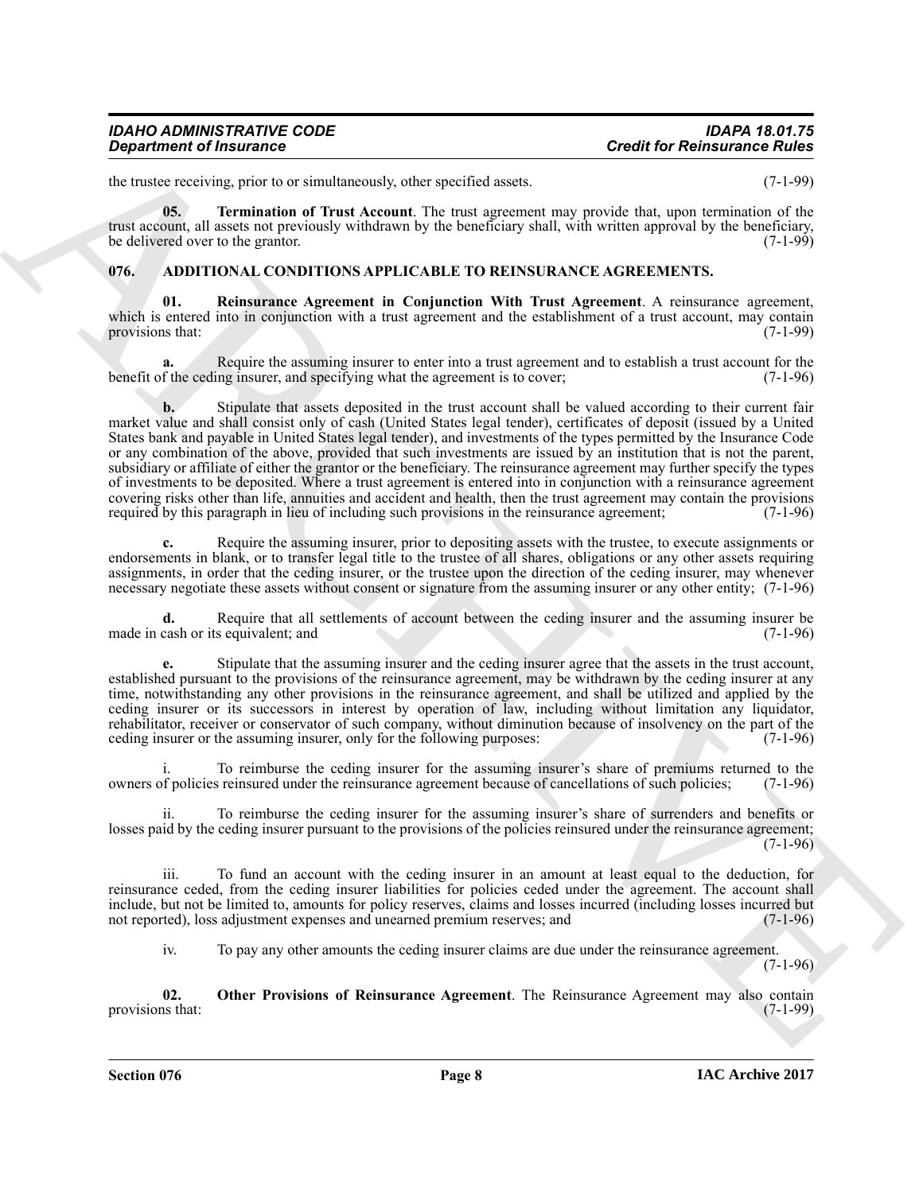the trustee receiving, prior to or simultaneously, other specified assets. (7-1-99)

**05. Termination of Trust Account**. The trust agreement may provide that, upon termination of the trust account, all assets not previously withdrawn by the beneficiary shall, with written approval by the beneficiary, be delivered over to the grantor. (7-1-99)

## 076. ADDITIONAL CONDITIONS APPLICABLE TO REINSURANCE AGREEMENTS.

**01. Reinsurance Agreement in Conjunction With Trust Agreement**. A reinsurance agreement, which is entered into in conjunction with a trust agreement and the establishment of a trust account, may contain provisions that: (7-1-99)

**a.** Require the assuming insurer to enter into a trust agreement and to establish a trust account for the benefit of the ceding insurer, and specifying what the agreement is to cover; (7-1-96)

**b.** Stipulate that assets deposited in the trust account shall be valued according to their current fair market value and shall consist only of cash (United States legal tender), certificates of deposit (issued by a United States bank and payable in United States legal tender), and investments of the types permitted by the Insurance Code or any combination of the above, provided that such investments are issued by an institution that is not the parent, subsidiary or affiliate of either the grantor or the beneficiary. The reinsurance agreement may further specify the types of investments to be deposited. Where a trust agreement is entered into in conjunction with a reinsurance agreement covering risks other than life, annuities and accident and health, then the trust agreement may contain the provisions required by this paragraph in lieu of including such provisions in the reinsurance agreement; (7-1-96)

**c.** Require the assuming insurer, prior to depositing assets with the trustee, to execute assignments or endorsements in blank, or to transfer legal title to the trustee of all shares, obligations or any other assets requiring assignments, in order that the ceding insurer, or the trustee upon the direction of the ceding insurer, may whenever necessary negotiate these assets without consent or signature from the assuming insurer or any other entity; (7-1-96)

**d.** Require that all settlements of account between the ceding insurer and the assuming insurer be made in cash or its equivalent; and (7-1-96)

**e.** Stipulate that the assuming insurer and the ceding insurer agree that the assets in the trust account, established pursuant to the provisions of the reinsurance agreement, may be withdrawn by the ceding insurer at any time, notwithstanding any other provisions in the reinsurance agreement, and shall be utilized and applied by the ceding insurer or its successors in interest by operation of law, including without limitation any liquidator, rehabilitator, receiver or conservator of such company, without diminution because of insolvency on the part of the ceding insurer or the assuming insurer, only for the following purposes: (7-1-96)

i. To reimburse the ceding insurer for the assuming insurer's share of premiums returned to the owners of policies reinsured under the reinsurance agreement because of cancellations of such policies; (7-1-96)

ii. To reimburse the ceding insurer for the assuming insurer's share of surrenders and benefits or losses paid by the ceding insurer pursuant to the provisions of the policies reinsured under the reinsurance agreement; (7-1-96)

iii. To fund an account with the ceding insurer in an amount at least equal to the deduction, for reinsurance ceded, from the ceding insurer liabilities for policies ceded under the agreement. The account shall include, but not be limited to, amounts for policy reserves, claims and losses incurred (including losses incurred but not reported), loss adjustment expenses and unearned premium reserves; and (7-1-96)

iv. To pay any other amounts the ceding insurer claims are due under the reinsurance agreement. (7-1-96)

**02. Other Provisions of Reinsurance Agreement**. The Reinsurance Agreement may also contain provisions that: (7-1-99)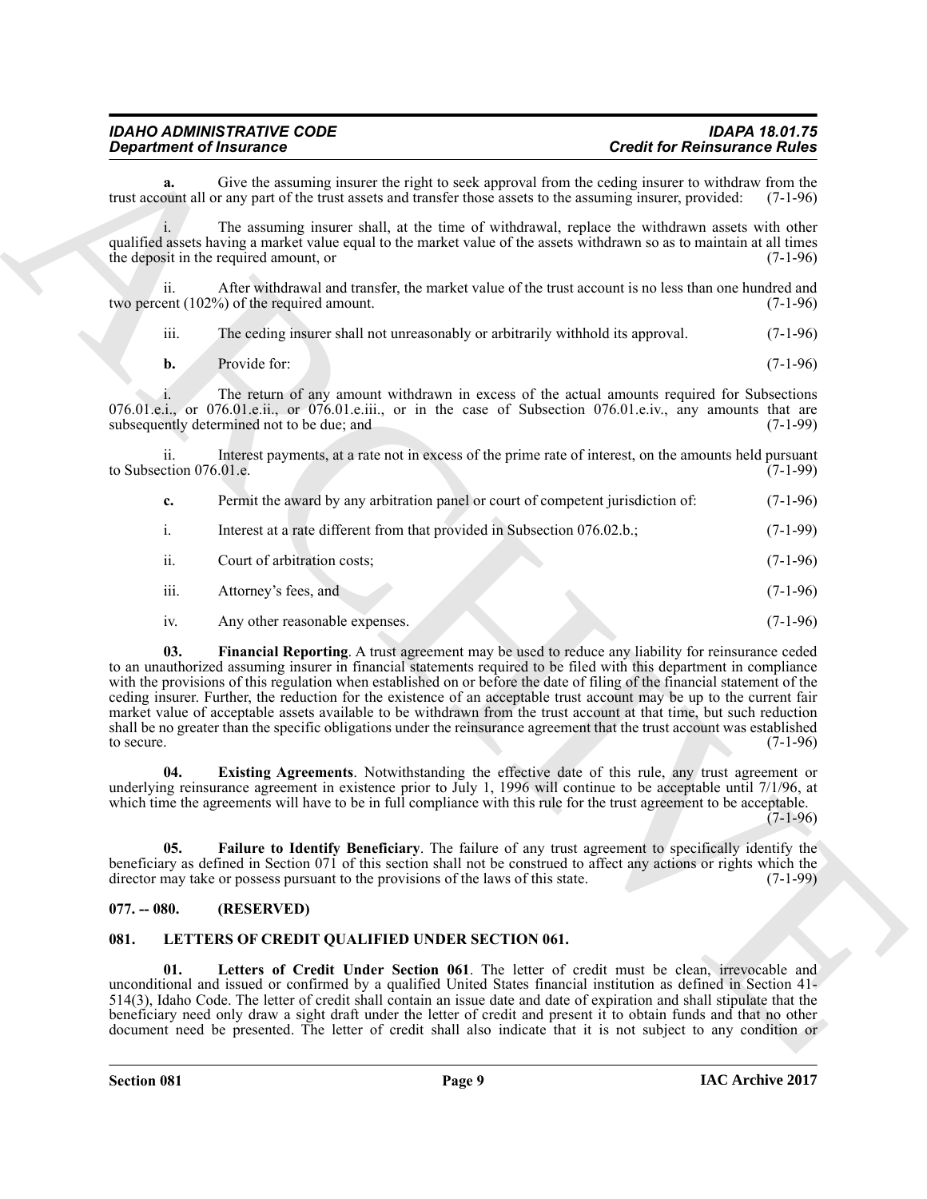**a.** Give the assuming insurer the right to seek approval from the ceding insurer to withdraw from the trust account all or any part of the trust assets and transfer those assets to the assuming insurer, provided: (7-1-96)

i. The assuming insurer shall, at the time of withdrawal, replace the withdrawn assets with other qualified assets having a market value equal to the market value of the assets withdrawn so as to maintain at all times the deposit in the required amount, or (7-1-96)

ii. After withdrawal and transfer, the market value of the trust account is no less than one hundred and two percent (102%) of the required amount. (7-1-96)

iii. The ceding insurer shall not unreasonably or arbitrarily withhold its approval. (7-1-96)

**b.** Provide for: (7-1-96)

i. The return of any amount withdrawn in excess of the actual amounts required for Subsections 076.01.e.i., or 076.01.e.ii., or 076.01.e.iii., or in the case of Subsection 076.01.e.iv., any amounts that are subsequently determined not to be due; and (7-1-99)

ii. Interest payments, at a rate not in excess of the prime rate of interest, on the amounts held pursuant to Subsection 076.01.e. (7-1-99)

**c.** Permit the award by any arbitration panel or court of competent jurisdiction of: (7-1-96)

i. Interest at a rate different from that provided in Subsection 076.02.b.; (7-1-99)

ii. Court of arbitration costs; (7-1-96)

iii. Attorney's fees, and (7-1-96)

iv. Any other reasonable expenses. (7-1-96)

**03. Financial Reporting**. A trust agreement may be used to reduce any liability for reinsurance ceded to an unauthorized assuming insurer in financial statements required to be filed with this department in compliance with the provisions of this regulation when established on or before the date of filing of the financial statement of the ceding insurer. Further, the reduction for the existence of an acceptable trust account may be up to the current fair market value of acceptable assets available to be withdrawn from the trust account at that time, but such reduction shall be no greater than the specific obligations under the reinsurance agreement that the trust account was established to secure. (7-1-96)

**04. Existing Agreements**. Notwithstanding the effective date of this rule, any trust agreement or underlying reinsurance agreement in existence prior to July 1, 1996 will continue to be acceptable until 7/1/96, at which time the agreements will have to be in full compliance with this rule for the trust agreement to be acceptable. (7-1-96)

**05. Failure to Identify Beneficiary**. The failure of any trust agreement to specifically identify the beneficiary as defined in Section 071 of this section shall not be construed to affect any actions or rights which the director may take or possess pursuant to the provisions of the laws of this state. (7-1-99)

## 077. -- 080. (RESERVED)

## 081. LETTERS OF CREDIT QUALIFIED UNDER SECTION 061.

**01. Letters of Credit Under Section 061**. The letter of credit must be clean, irrevocable and unconditional and issued or confirmed by a qualified United States financial institution as defined in Section 41-514(3), Idaho Code. The letter of credit shall contain an issue date and date of expiration and shall stipulate that the beneficiary need only draw a sight draft under the letter of credit and present it to obtain funds and that no other document need be presented. The letter of credit shall also indicate that it is not subject to any condition or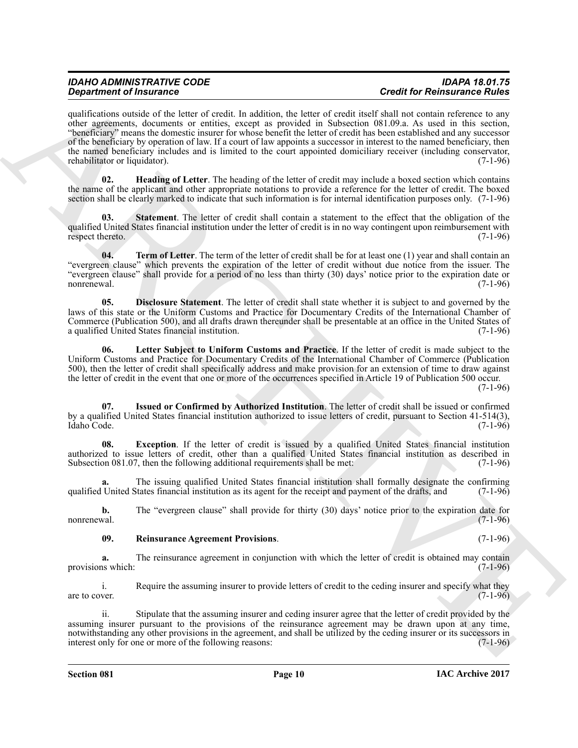qualifications outside of the letter of credit. In addition, the letter of credit itself shall not contain reference to any other agreements, documents or entities, except as provided in Subsection 081.09.a. As used in this section, "beneficiary" means the domestic insurer for whose benefit the letter of credit has been established and any successor of the beneficiary by operation of law. If a court of law appoints a successor in interest to the named beneficiary, then the named beneficiary includes and is limited to the court appointed domiciliary receiver (including conservator, rehabilitator or liquidator). (7-1-96)

**02. Heading of Letter**. The heading of the letter of credit may include a boxed section which contains the name of the applicant and other appropriate notations to provide a reference for the letter of credit. The boxed section shall be clearly marked to indicate that such information is for internal identification purposes only. (7-1-96)

**03. Statement**. The letter of credit shall contain a statement to the effect that the obligation of the qualified United States financial institution under the letter of credit is in no way contingent upon reimbursement with respect thereto. (7-1-96)

**04. Term of Letter**. The term of the letter of credit shall be for at least one (1) year and shall contain an "evergreen clause" which prevents the expiration of the letter of credit without due notice from the issuer. The "evergreen clause" shall provide for a period of no less than thirty (30) days' notice prior to the expiration date or nonrenewal. (7-1-96)

**05. Disclosure Statement**. The letter of credit shall state whether it is subject to and governed by the laws of this state or the Uniform Customs and Practice for Documentary Credits of the International Chamber of Commerce (Publication 500), and all drafts drawn thereunder shall be presentable at an office in the United States of a qualified United States financial institution. (7-1-96)

**06. Letter Subject to Uniform Customs and Practice**. If the letter of credit is made subject to the Uniform Customs and Practice for Documentary Credits of the International Chamber of Commerce (Publication 500), then the letter of credit shall specifically address and make provision for an extension of time to draw against the letter of credit in the event that one or more of the occurrences specified in Article 19 of Publication 500 occur. (7-1-96)

**07. Issued or Confirmed by Authorized Institution**. The letter of credit shall be issued or confirmed by a qualified United States financial institution authorized to issue letters of credit, pursuant to Section 41-514(3), Idaho Code. (7-1-96)

**08. Exception**. If the letter of credit is issued by a qualified United States financial institution authorized to issue letters of credit, other than a qualified United States financial institution as described in Subsection 081.07, then the following additional requirements shall be met: (7-1-96)

**a.** The issuing qualified United States financial institution shall formally designate the confirming qualified United States financial institution as its agent for the receipt and payment of the drafts, and (7-1-96)

**b.** The "evergreen clause" shall provide for thirty (30) days' notice prior to the expiration date for nonrenewal. (7-1-96)

**09. Reinsurance Agreement Provisions**. (7-1-96)

**a.** The reinsurance agreement in conjunction with which the letter of credit is obtained may contain provisions which: (7-1-96)

i. Require the assuming insurer to provide letters of credit to the ceding insurer and specify what they are to cover. (7-1-96)

ii. Stipulate that the assuming insurer and ceding insurer agree that the letter of credit provided by the assuming insurer pursuant to the provisions of the reinsurance agreement may be drawn upon at any time, notwithstanding any other provisions in the agreement, and shall be utilized by the ceding insurer or its successors in interest only for one or more of the following reasons: (7-1-96)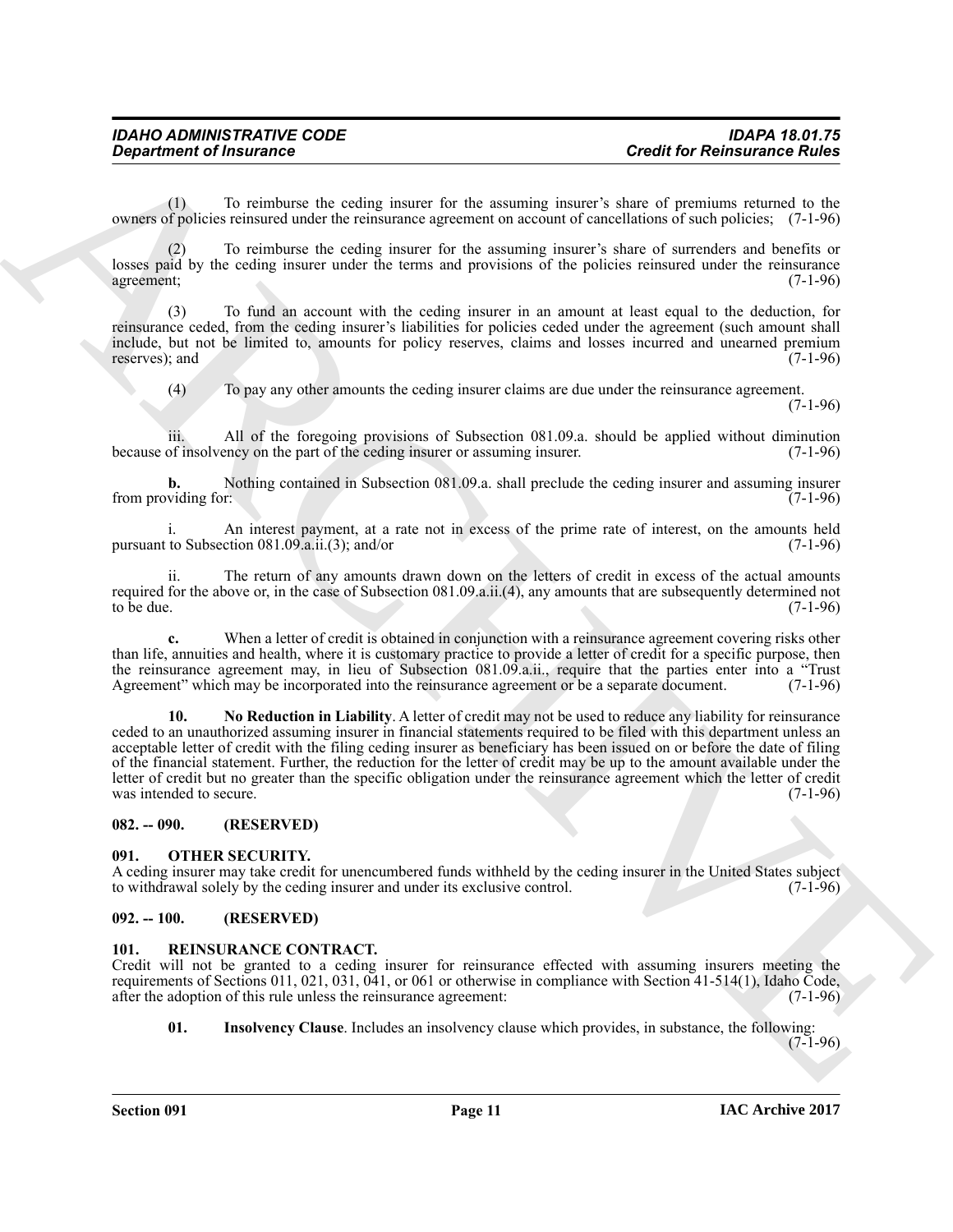(1) To reimburse the ceding insurer for the assuming insurer's share of premiums returned to the owners of policies reinsured under the reinsurance agreement on account of cancellations of such policies; (7-1-96)

(2) To reimburse the ceding insurer for the assuming insurer's share of surrenders and benefits or losses paid by the ceding insurer under the terms and provisions of the policies reinsured under the reinsurance agreement; (7-1-96)

(3) To fund an account with the ceding insurer in an amount at least equal to the deduction, for reinsurance ceded, from the ceding insurer's liabilities for policies ceded under the agreement (such amount shall include, but not be limited to, amounts for policy reserves, claims and losses incurred and unearned premium reserves); and (7-1-96)

(4) To pay any other amounts the ceding insurer claims are due under the reinsurance agreement. (7-1-96)

iii. All of the foregoing provisions of Subsection 081.09.a. should be applied without diminution because of insolvency on the part of the ceding insurer or assuming insurer. (7-1-96)

**b.** Nothing contained in Subsection 081.09.a. shall preclude the ceding insurer and assuming insurer from providing for: (7-1-96)

i. An interest payment, at a rate not in excess of the prime rate of interest, on the amounts held pursuant to Subsection 081.09.a.ii.(3); and/or (7-1-96)

ii. The return of any amounts drawn down on the letters of credit in excess of the actual amounts required for the above or, in the case of Subsection 081.09.a.ii.(4), any amounts that are subsequently determined not to be due. (7-1-96)

**c.** When a letter of credit is obtained in conjunction with a reinsurance agreement covering risks other than life, annuities and health, where it is customary practice to provide a letter of credit for a specific purpose, then the reinsurance agreement may, in lieu of Subsection 081.09.a.ii., require that the parties enter into a "Trust Agreement" which may be incorporated into the reinsurance agreement or be a separate document. (7-1-96)

**10. No Reduction in Liability**. A letter of credit may not be used to reduce any liability for reinsurance ceded to an unauthorized assuming insurer in financial statements required to be filed with this department unless an acceptable letter of credit with the filing ceding insurer as beneficiary has been issued on or before the date of filing of the financial statement. Further, the reduction for the letter of credit may be up to the amount available under the letter of credit but no greater than the specific obligation under the reinsurance agreement which the letter of credit was intended to secure. (7-1-96)

## 082. -- 090. (RESERVED)

## 091. OTHER SECURITY.

A ceding insurer may take credit for unencumbered funds withheld by the ceding insurer in the United States subject to withdrawal solely by the ceding insurer and under its exclusive control. (7-1-96)

## 092. -- 100. (RESERVED)

## 101. REINSURANCE CONTRACT.

Credit will not be granted to a ceding insurer for reinsurance effected with assuming insurers meeting the requirements of Sections 011, 021, 031, 041, or 061 or otherwise in compliance with Section 41-514(1), Idaho Code, after the adoption of this rule unless the reinsurance agreement: (7-1-96)

**01. Insolvency Clause**. Includes an insolvency clause which provides, in substance, the following: (7-1-96)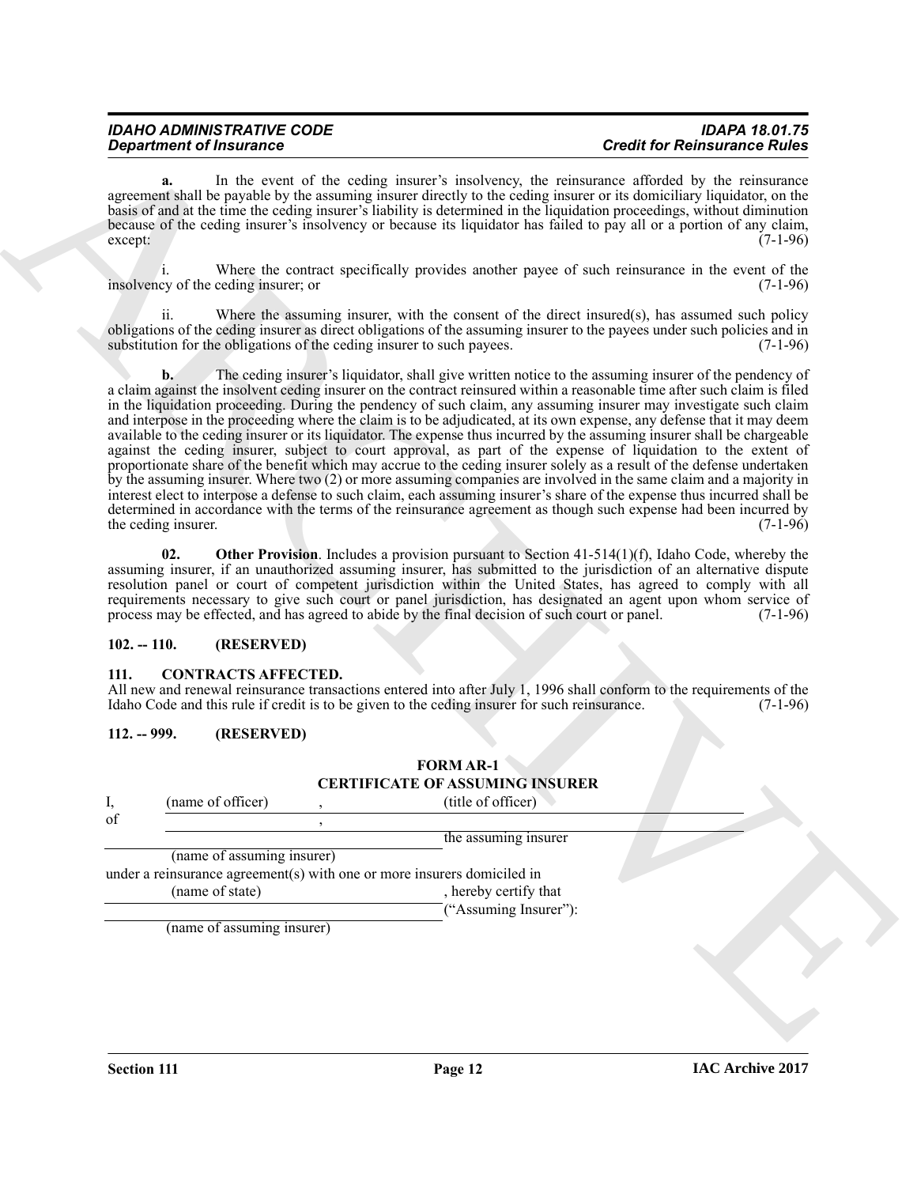**a.** In the event of the ceding insurer's insolvency, the reinsurance afforded by the reinsurance agreement shall be payable by the assuming insurer directly to the ceding insurer or its domiciliary liquidator, on the basis of and at the time the ceding insurer's liability is determined in the liquidation proceedings, without diminution because of the ceding insurer's insolvency or because its liquidator has failed to pay all or a portion of any claim, except: (7-1-96)

i. Where the contract specifically provides another payee of such reinsurance in the event of the insolvency of the ceding insurer; or (7-1-96)

ii. Where the assuming insurer, with the consent of the direct insured(s), has assumed such policy obligations of the ceding insurer as direct obligations of the assuming insurer to the payees under such policies and in substitution for the obligations of the ceding insurer to such payees. (7-1-96)

**b.** The ceding insurer's liquidator, shall give written notice to the assuming insurer of the pendency of a claim against the insolvent ceding insurer on the contract reinsured within a reasonable time after such claim is filed in the liquidation proceeding. During the pendency of such claim, any assuming insurer may investigate such claim and interpose in the proceeding where the claim is to be adjudicated, at its own expense, any defense that it may deem available to the ceding insurer or its liquidator. The expense thus incurred by the assuming insurer shall be chargeable against the ceding insurer, subject to court approval, as part of the expense of liquidation to the extent of proportionate share of the benefit which may accrue to the ceding insurer solely as a result of the defense undertaken by the assuming insurer. Where two (2) or more assuming companies are involved in the same claim and a majority in interest elect to interpose a defense to such claim, each assuming insurer's share of the expense thus incurred shall be determined in accordance with the terms of the reinsurance agreement as though such expense had been incurred by the ceding insurer. (7-1-96)

**02. Other Provision**. Includes a provision pursuant to Section 41-514(1)(f), Idaho Code, whereby the assuming insurer, if an unauthorized assuming insurer, has submitted to the jurisdiction of an alternative dispute resolution panel or court of competent jurisdiction within the United States, has agreed to comply with all requirements necessary to give such court or panel jurisdiction, has designated an agent upon whom service of process may be effected, and has agreed to abide by the final decision of such court or panel. (7-1-96)

## 102. -- 110. (RESERVED)

## 111. CONTRACTS AFFECTED.

All new and renewal reinsurance transactions entered into after July 1, 1996 shall conform to the requirements of the Idaho Code and this rule if credit is to be given to the ceding insurer for such reinsurance. (7-1-96)

## 112. -- 999. (RESERVED)

**FORM AR-1**
**CERTIFICATE OF ASSUMING INSURER**

I, (name of officer) , (title of officer)

of ______________________ , ______________________ the assuming insurer
(name of assuming insurer)

under a reinsurance agreement(s) with one or more insurers domiciled in

______________________ , hereby certify that
(name of state)

______________________ ("Assuming Insurer"):
(name of assuming insurer)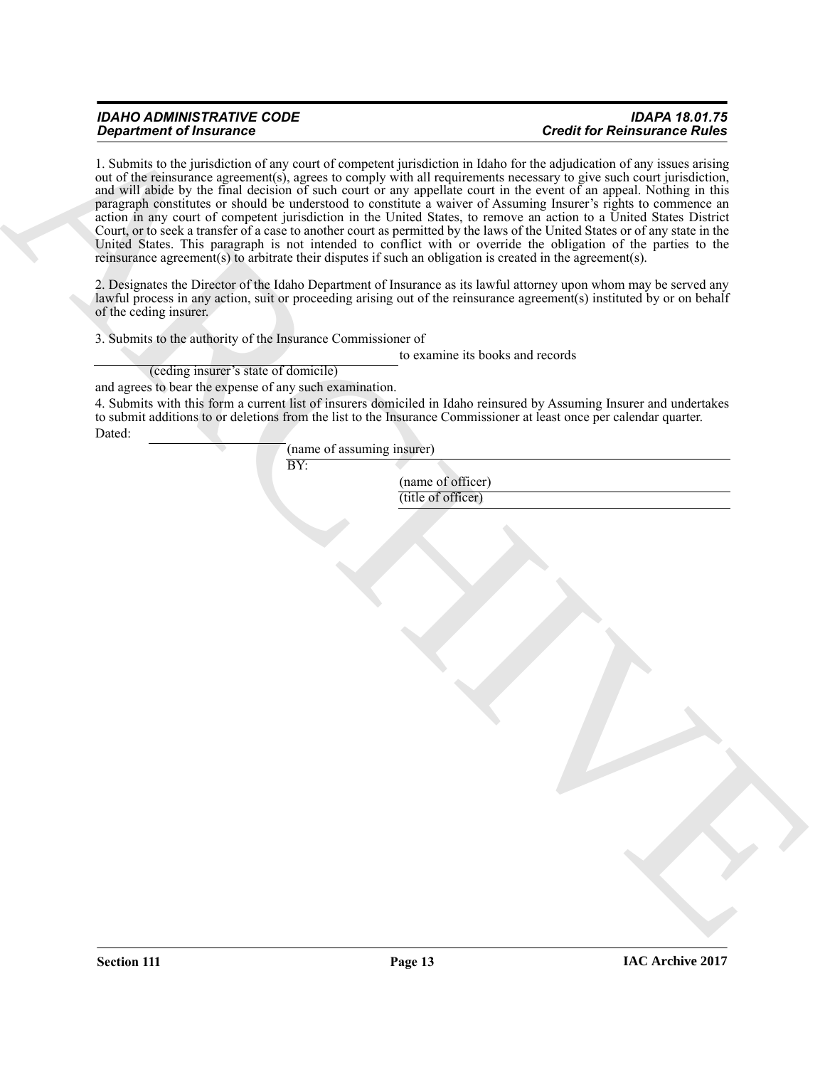1. Submits to the jurisdiction of any court of competent jurisdiction in Idaho for the adjudication of any issues arising out of the reinsurance agreement(s), agrees to comply with all requirements necessary to give such court jurisdiction, and will abide by the final decision of such court or any appellate court in the event of an appeal. Nothing in this paragraph constitutes or should be understood to constitute a waiver of Assuming Insurer's rights to commence an action in any court of competent jurisdiction in the United States, to remove an action to a United States District Court, or to seek a transfer of a case to another court as permitted by the laws of the United States or of any state in the United States. This paragraph is not intended to conflict with or override the obligation of the parties to the reinsurance agreement(s) to arbitrate their disputes if such an obligation is created in the agreement(s).

2. Designates the Director of the Idaho Department of Insurance as its lawful attorney upon whom may be served any lawful process in any action, suit or proceeding arising out of the reinsurance agreement(s) instituted by or on behalf of the ceding insurer.

3. Submits to the authority of the Insurance Commissioner of

______________________________ to examine its books and records
(ceding insurer's state of domicile)

and agrees to bear the expense of any such examination.

4. Submits with this form a current list of insurers domiciled in Idaho reinsured by Assuming Insurer and undertakes to submit additions to or deletions from the list to the Insurance Commissioner at least once per calendar quarter.

Dated: ______________________

(name of assuming insurer)

BY:

(name of officer)

(title of officer)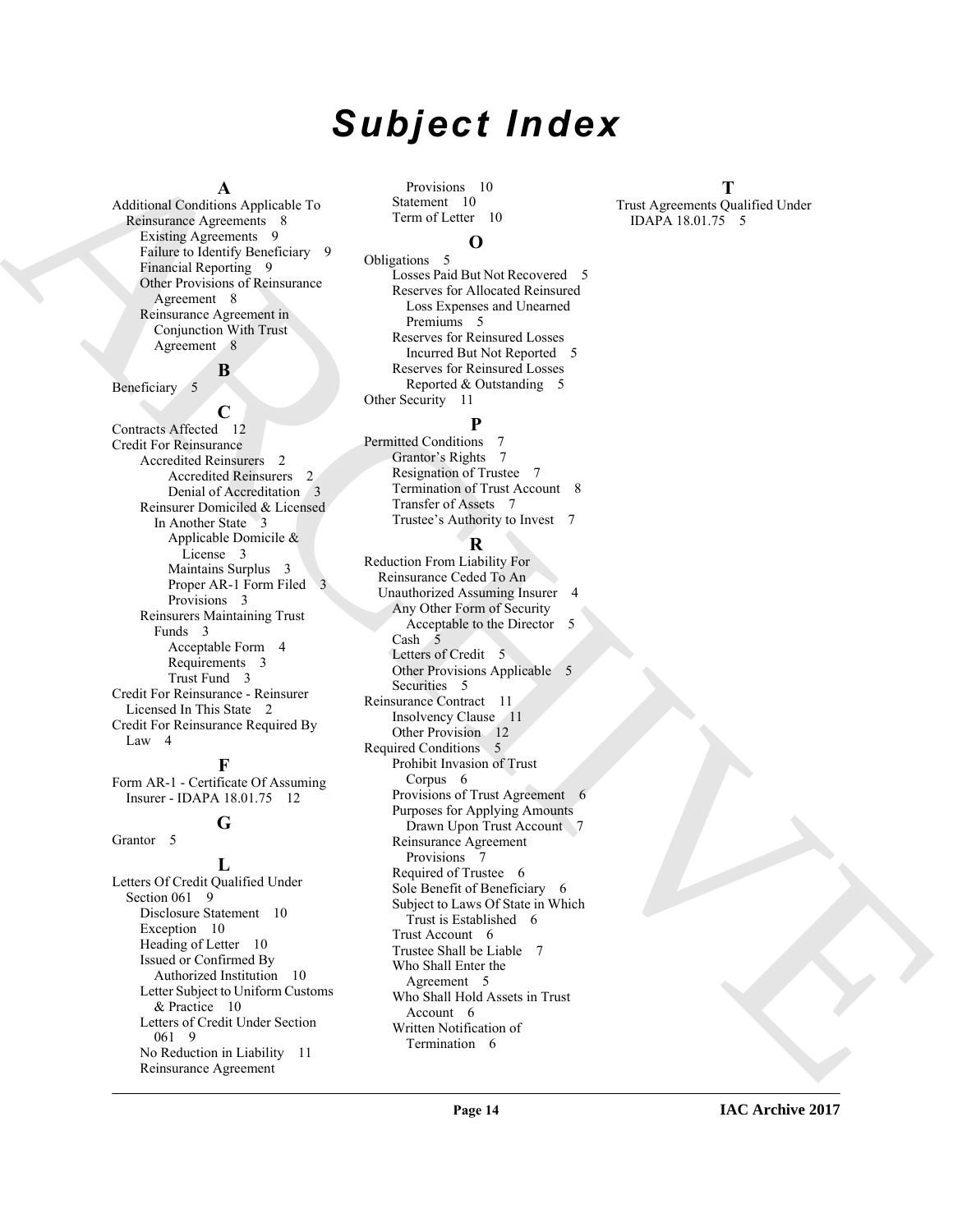# Subject Index

**A**

Additional Conditions Applicable To Reinsurance Agreements 8
- Existing Agreements 9
- Failure to Identify Beneficiary 9
- Financial Reporting 9
- Other Provisions of Reinsurance Agreement 8
- Reinsurance Agreement in Conjunction With Trust Agreement 8

**B**

Beneficiary 5

**C**

Contracts Affected 12

Credit For Reinsurance
- Accredited Reinsurers 2
  - Accredited Reinsurers 2
  - Denial of Accreditation 3
- Reinsurer Domiciled & Licensed In Another State 3
  - Applicable Domicile & License 3
  - Maintains Surplus 3
  - Proper AR-1 Form Filed 3
  - Provisions 3
- Reinsurers Maintaining Trust Funds 3
  - Acceptable Form 4
  - Requirements 3
  - Trust Fund 3

Credit For Reinsurance - Reinsurer Licensed In This State 2

Credit For Reinsurance Required By Law 4

**F**

Form AR-1 - Certificate Of Assuming Insurer - IDAPA 18.01.75 12

**G**

Grantor 5

**L**

Letters Of Credit Qualified Under Section 061 9
- Disclosure Statement 10
- Exception 10
- Heading of Letter 10
- Issued or Confirmed By Authorized Institution 10
- Letter Subject to Uniform Customs & Practice 10
- Letters of Credit Under Section 061 9
- No Reduction in Liability 11
- Reinsurance Agreement Provisions 10
- Statement 10
- Term of Letter 10

**O**

Obligations 5
- Losses Paid But Not Recovered 5
- Reserves for Allocated Reinsured Loss Expenses and Unearned Premiums 5
- Reserves for Reinsured Losses Incurred But Not Reported 5
- Reserves for Reinsured Losses Reported & Outstanding 5

Other Security 11

**P**

Permitted Conditions 7
- Grantor's Rights 7
- Resignation of Trustee 7
- Termination of Trust Account 8
- Transfer of Assets 7
- Trustee's Authority to Invest 7

**R**

Reduction From Liability For Reinsurance Ceded To An Unauthorized Assuming Insurer 4
- Any Other Form of Security Acceptable to the Director 5
- Cash 5
- Letters of Credit 5
- Other Provisions Applicable 5
- Securities 5

Reinsurance Contract 11
- Insolvency Clause 11
- Other Provision 12

Required Conditions 5
- Prohibit Invasion of Trust Corpus 6
- Provisions of Trust Agreement 6
- Purposes for Applying Amounts Drawn Upon Trust Account 7
- Reinsurance Agreement Provisions 7
- Required of Trustee 6
- Sole Benefit of Beneficiary 6
- Subject to Laws Of State in Which Trust is Established 6
- Trust Account 6
- Trustee Shall be Liable 7
- Who Shall Enter the Agreement 5
- Who Shall Hold Assets in Trust Account 6
- Written Notification of Termination 6

**T**

Trust Agreements Qualified Under IDAPA 18.01.75 5